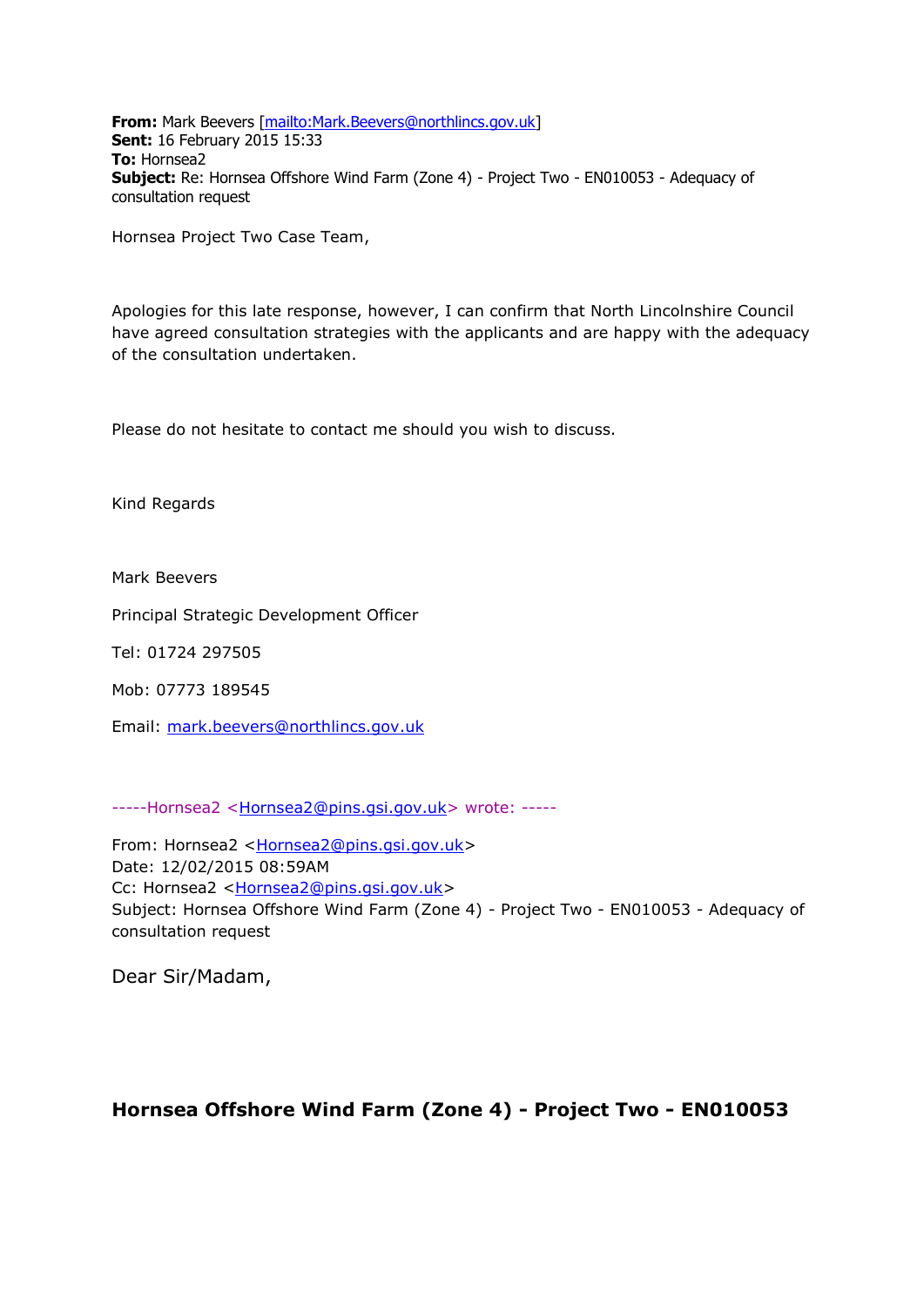**From:** Mark Beevers [mailto:Mark.Beevers@northlincs.gov.uk]
**Sent:** 16 February 2015 15:33
**To:** Hornsea2
**Subject:** Re: Hornsea Offshore Wind Farm (Zone 4) - Project Two - EN010053 - Adequacy of consultation request

Hornsea Project Two Case Team,

Apologies for this late response, however, I can confirm that North Lincolnshire Council have agreed consultation strategies with the applicants and are happy with the adequacy of the consultation undertaken.

Please do not hesitate to contact me should you wish to discuss.

Kind Regards

Mark Beevers

Principal Strategic Development Officer

Tel: 01724 297505

Mob: 07773 189545

Email: mark.beevers@northlincs.gov.uk

-----Hornsea2 <Hornsea2@pins.gsi.gov.uk> wrote: -----

From: Hornsea2 <Hornsea2@pins.gsi.gov.uk>
Date: 12/02/2015 08:59AM
Cc: Hornsea2 <Hornsea2@pins.gsi.gov.uk>
Subject: Hornsea Offshore Wind Farm (Zone 4) - Project Two - EN010053 - Adequacy of consultation request

Dear Sir/Madam,

**Hornsea Offshore Wind Farm (Zone 4) - Project Two - EN010053**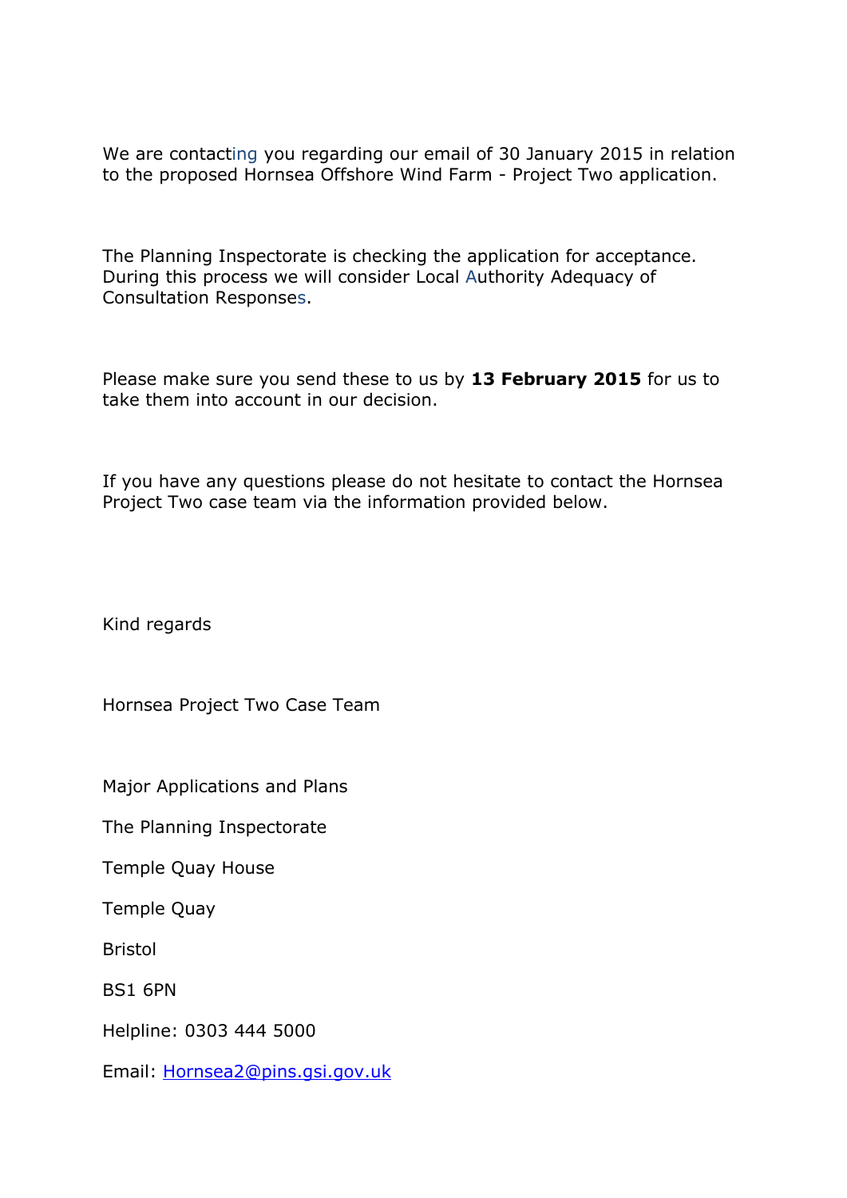We are contacting you regarding our email of 30 January 2015 in relation to the proposed Hornsea Offshore Wind Farm - Project Two application.

The Planning Inspectorate is checking the application for acceptance. During this process we will consider Local Authority Adequacy of Consultation Responses.

Please make sure you send these to us by **13 February 2015** for us to take them into account in our decision.

If you have any questions please do not hesitate to contact the Hornsea Project Two case team via the information provided below.

Kind regards

Hornsea Project Two Case Team

Major Applications and Plans

The Planning Inspectorate

Temple Quay House

Temple Quay

Bristol

BS1 6PN

Helpline: 0303 444 5000

Email: Hornsea2@pins.gsi.gov.uk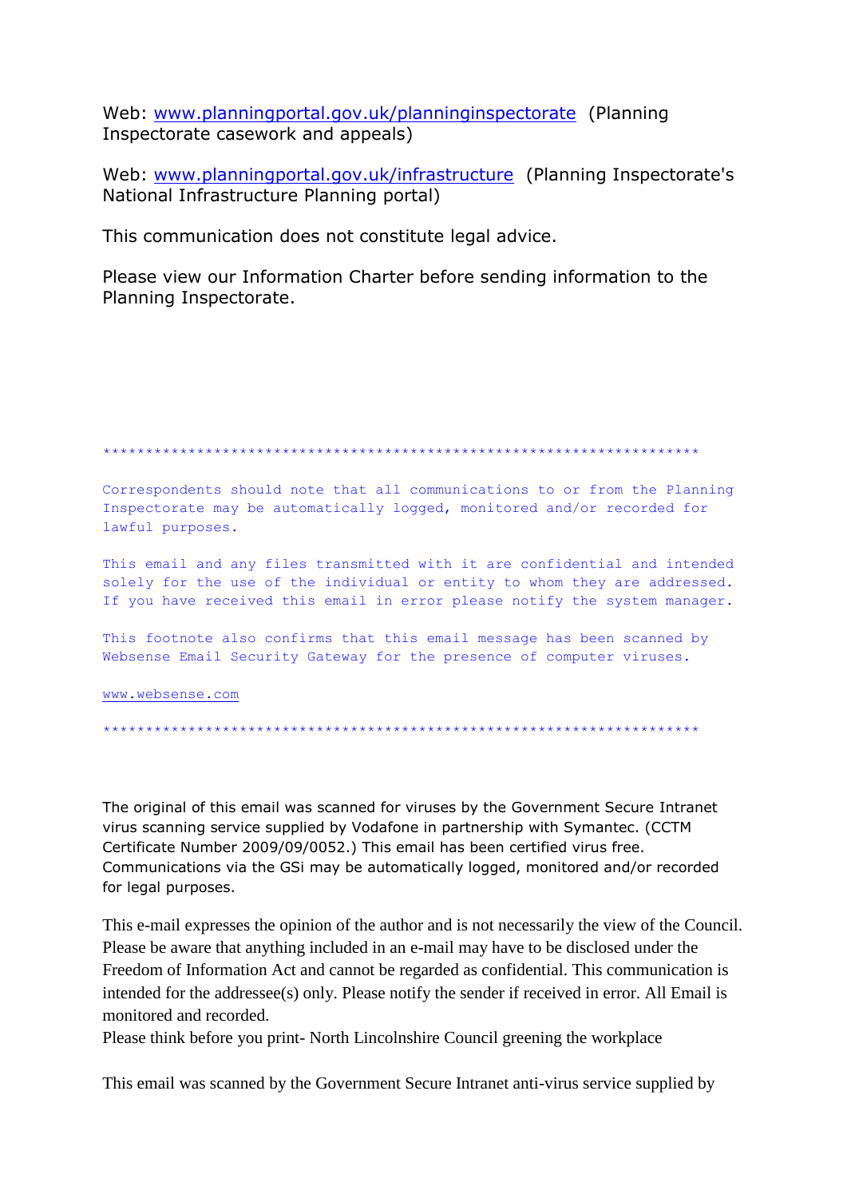Web: [www.planningportal.gov.uk/planninginspectorate](http://www.planningportal.gov.uk/planninginspectorate) (Planning Inspectorate casework and appeals)

Web: [www.planningportal.gov.uk/infrastructure](http://www.planningportal.gov.uk/infrastructure) (Planning Inspectorate's National Infrastructure Planning portal)

This communication does not constitute legal advice.

Please view our Information Charter before sending information to the Planning Inspectorate.

**********************************************************************

Correspondents should note that all communications to or from the Planning Inspectorate may be automatically logged, monitored and/or recorded for lawful purposes.

This email and any files transmitted with it are confidential and intended solely for the use of the individual or entity to whom they are addressed. If you have received this email in error please notify the system manager.

This footnote also confirms that this email message has been scanned by Websense Email Security Gateway for the presence of computer viruses.

[www.websense.com](http://www.websense.com)

**********************************************************************

The original of this email was scanned for viruses by the Government Secure Intranet virus scanning service supplied by Vodafone in partnership with Symantec. (CCTM Certificate Number 2009/09/0052.) This email has been certified virus free. Communications via the GSi may be automatically logged, monitored and/or recorded for legal purposes.

This e-mail expresses the opinion of the author and is not necessarily the view of the Council. Please be aware that anything included in an e-mail may have to be disclosed under the Freedom of Information Act and cannot be regarded as confidential. This communication is intended for the addressee(s) only. Please notify the sender if received in error. All Email is monitored and recorded.
Please think before you print- North Lincolnshire Council greening the workplace

This email was scanned by the Government Secure Intranet anti-virus service supplied by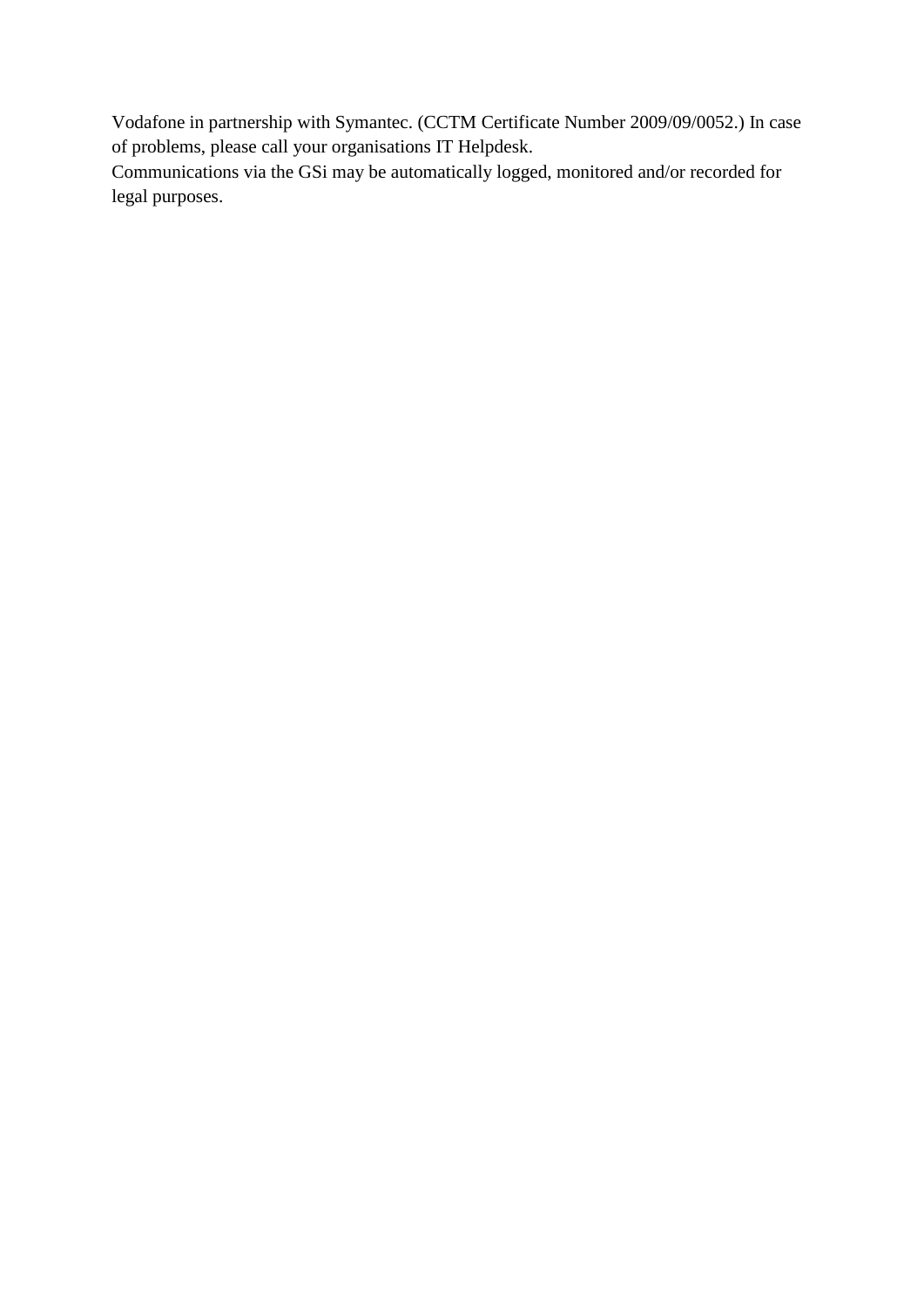Vodafone in partnership with Symantec. (CCTM Certificate Number 2009/09/0052.) In case of problems, please call your organisations IT Helpdesk.
Communications via the GSi may be automatically logged, monitored and/or recorded for legal purposes.